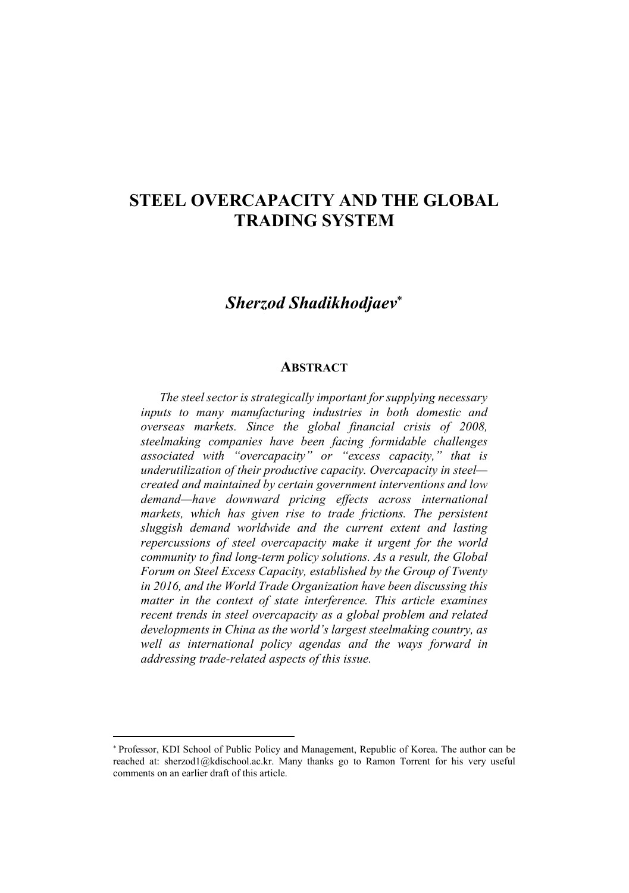# STEEL OVERCAPACITY AND THE GLOBAL TRADING SYSTEM

## *Sherzod Shadikhodjaev*[*]

### ABSTRACT

*The steel sector is strategically important for supplying necessary inputs to many manufacturing industries in both domestic and overseas markets. Since the global financial crisis of 2008, steelmaking companies have been facing formidable challenges associated with "overcapacity" or "excess capacity," that is underutilization of their productive capacity. Overcapacity in steel—created and maintained by certain government interventions and low demand—have downward pricing effects across international markets, which has given rise to trade frictions. The persistent sluggish demand worldwide and the current extent and lasting repercussions of steel overcapacity make it urgent for the world community to find long-term policy solutions. As a result, the Global Forum on Steel Excess Capacity, established by the Group of Twenty in 2016, and the World Trade Organization have been discussing this matter in the context of state interference. This article examines recent trends in steel overcapacity as a global problem and related developments in China as the world's largest steelmaking country, as well as international policy agendas and the ways forward in addressing trade-related aspects of this issue.*

---

[*] Professor, KDI School of Public Policy and Management, Republic of Korea. The author can be reached at: sherzod1@kdischool.ac.kr. Many thanks go to Ramon Torrent for his very useful comments on an earlier draft of this article.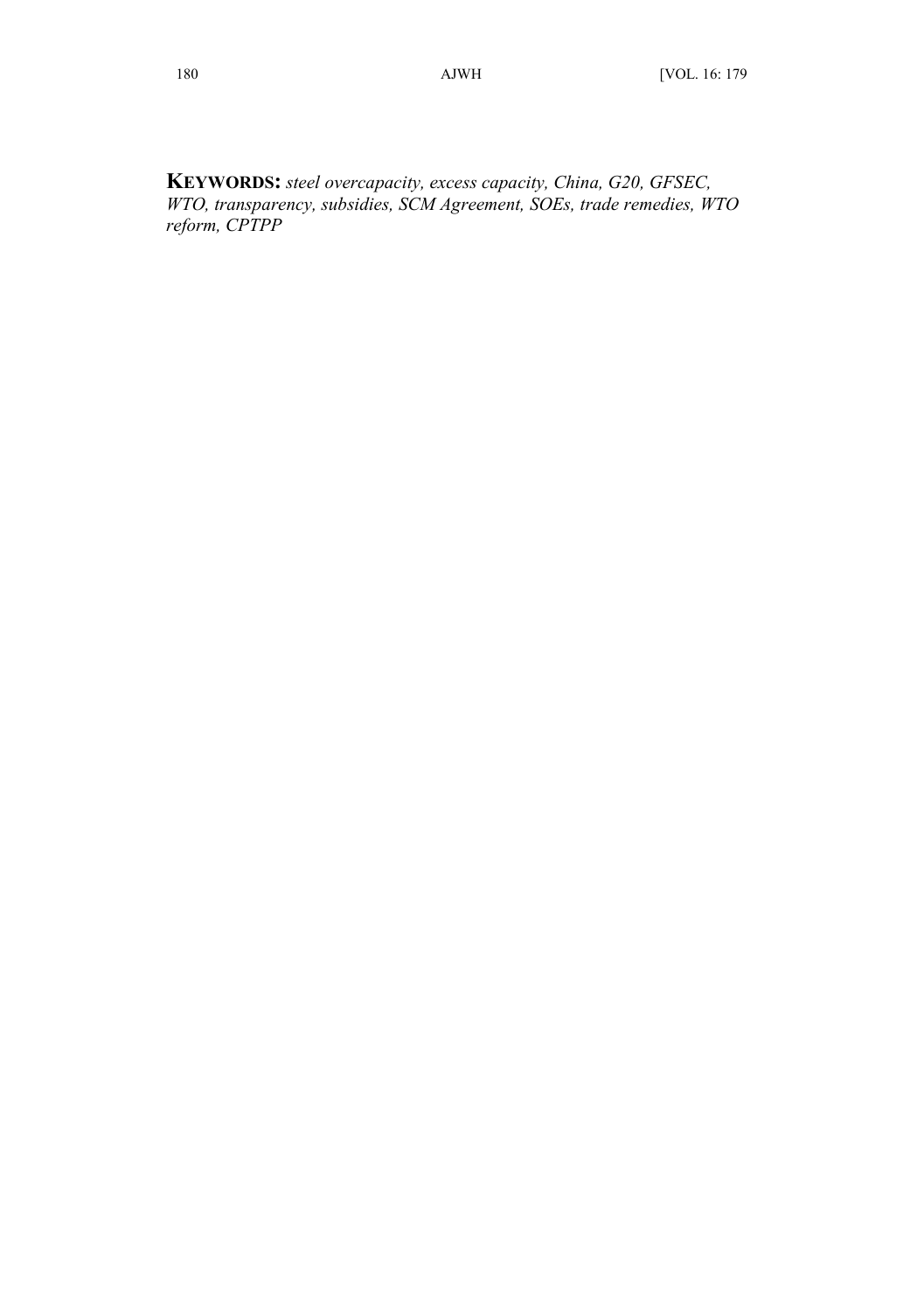**KEYWORDS:** *steel overcapacity, excess capacity, China, G20, GFSEC, WTO, transparency, subsidies, SCM Agreement, SOEs, trade remedies, WTO reform, CPTPP*